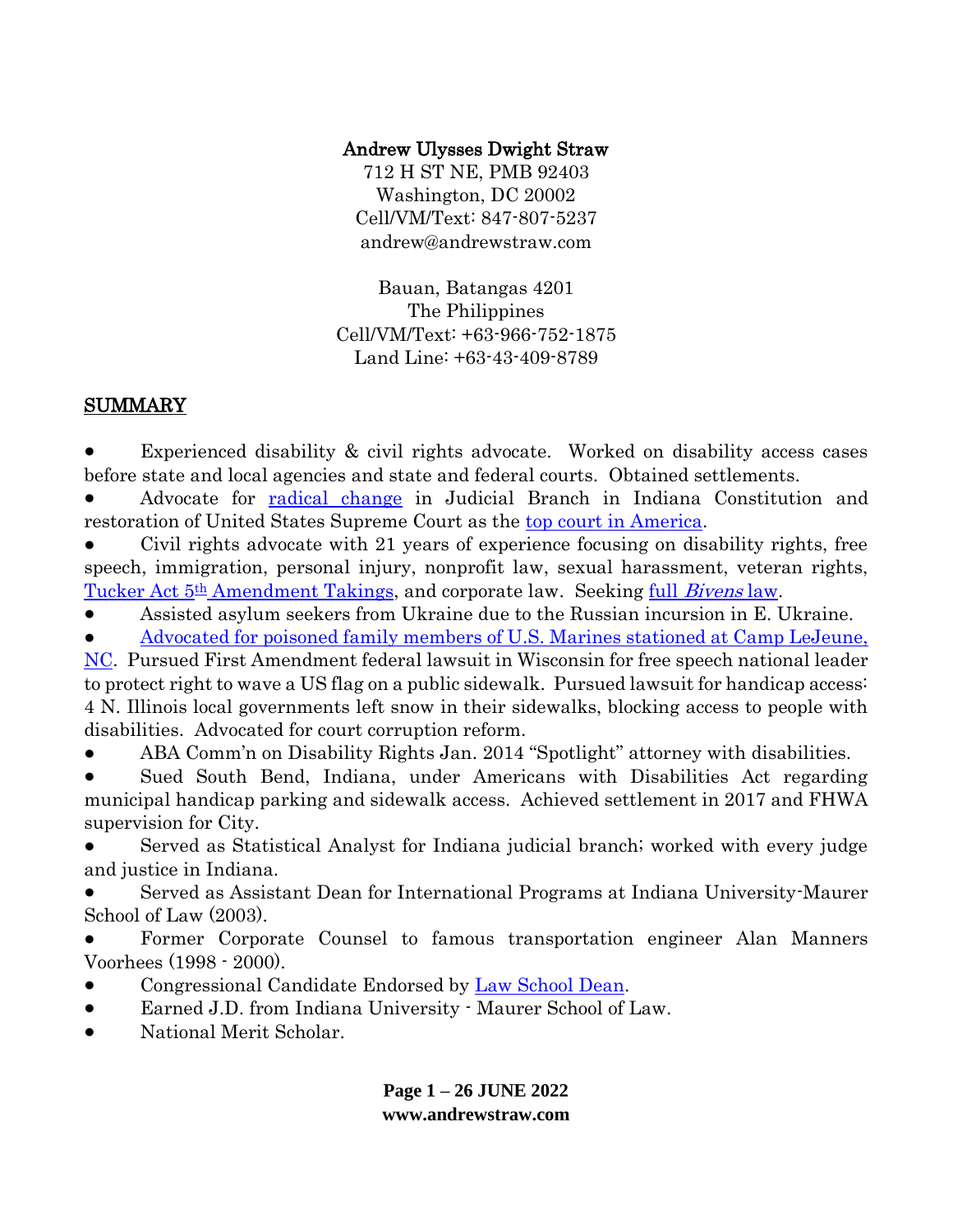**Andrew Ulysses Dwight Straw**
712 H ST NE, PMB 92403
Washington, DC 20002
Cell/VM/Text: 847-807-5237
andrew@andrewstraw.com

Bauan, Batangas 4201
The Philippines
Cell/VM/Text: +63-966-752-1875
Land Line: +63-43-409-8789

## SUMMARY

- Experienced disability & civil rights advocate. Worked on disability access cases before state and local agencies and state and federal courts. Obtained settlements.
- Advocate for radical change in Judicial Branch in Indiana Constitution and restoration of United States Supreme Court as the top court in America.
- Civil rights advocate with 21 years of experience focusing on disability rights, free speech, immigration, personal injury, nonprofit law, sexual harassment, veteran rights, Tucker Act 5th Amendment Takings, and corporate law. Seeking full *Bivens* law.
- Assisted asylum seekers from Ukraine due to the Russian incursion in E. Ukraine.
- Advocated for poisoned family members of U.S. Marines stationed at Camp LeJeune, NC. Pursued First Amendment federal lawsuit in Wisconsin for free speech national leader to protect right to wave a US flag on a public sidewalk. Pursued lawsuit for handicap access: 4 N. Illinois local governments left snow in their sidewalks, blocking access to people with disabilities. Advocated for court corruption reform.
- ABA Comm'n on Disability Rights Jan. 2014 "Spotlight" attorney with disabilities.
- Sued South Bend, Indiana, under Americans with Disabilities Act regarding municipal handicap parking and sidewalk access. Achieved settlement in 2017 and FHWA supervision for City.
- Served as Statistical Analyst for Indiana judicial branch; worked with every judge and justice in Indiana.
- Served as Assistant Dean for International Programs at Indiana University-Maurer School of Law (2003).
- Former Corporate Counsel to famous transportation engineer Alan Manners Voorhees (1998 - 2000).
- Congressional Candidate Endorsed by Law School Dean.
- Earned J.D. from Indiana University - Maurer School of Law.
- National Merit Scholar.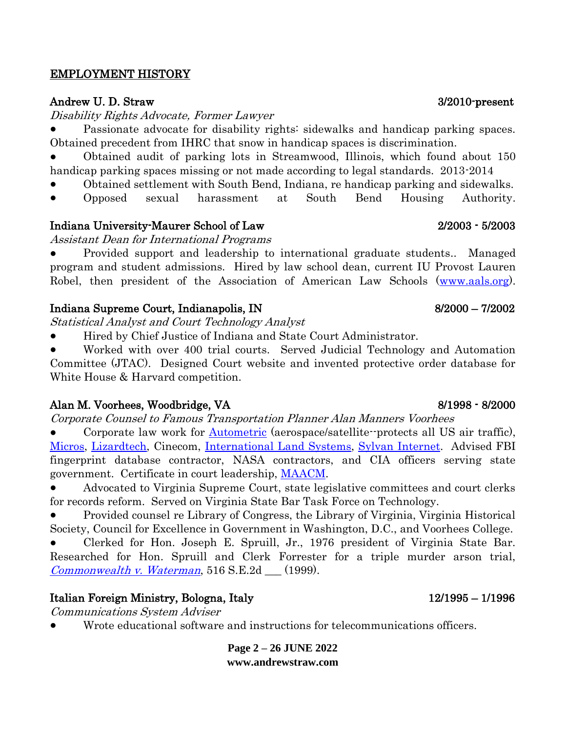## EMPLOYMENT HISTORY

**Andrew U. D. Straw** 3/2010-present

*Disability Rights Advocate, Former Lawyer*

- Passionate advocate for disability rights: sidewalks and handicap parking spaces. Obtained precedent from IHRC that snow in handicap spaces is discrimination.
- Obtained audit of parking lots in Streamwood, Illinois, which found about 150 handicap parking spaces missing or not made according to legal standards. 2013-2014
- Obtained settlement with South Bend, Indiana, re handicap parking and sidewalks.
- Opposed sexual harassment at South Bend Housing Authority.

**Indiana University-Maurer School of Law** 2/2003 - 5/2003

*Assistant Dean for International Programs*

- Provided support and leadership to international graduate students.. Managed program and student admissions. Hired by law school dean, current IU Provost Lauren Robel, then president of the Association of American Law Schools (www.aals.org).

**Indiana Supreme Court, Indianapolis, IN** 8/2000 – 7/2002

*Statistical Analyst and Court Technology Analyst*

- Hired by Chief Justice of Indiana and State Court Administrator.
- Worked with over 400 trial courts. Served Judicial Technology and Automation Committee (JTAC). Designed Court website and invented protective order database for White House & Harvard competition.

**Alan M. Voorhees, Woodbridge, VA** 8/1998 - 8/2000

*Corporate Counsel to Famous Transportation Planner Alan Manners Voorhees*

- Corporate law work for Autometric (aerospace/satellite--protects all US air traffic), Micros, Lizardtech, Cinecom, International Land Systems, Sylvan Internet. Advised FBI fingerprint database contractor, NASA contractors, and CIA officers serving state government. Certificate in court leadership, MAACM.
- Advocated to Virginia Supreme Court, state legislative committees and court clerks for records reform. Served on Virginia State Bar Task Force on Technology.
- Provided counsel re Library of Congress, the Library of Virginia, Virginia Historical Society, Council for Excellence in Government in Washington, D.C., and Voorhees College.
- Clerked for Hon. Joseph E. Spruill, Jr., 1976 president of Virginia State Bar. Researched for Hon. Spruill and Clerk Forrester for a triple murder arson trial, *Commonwealth v. Waterman*, 516 S.E.2d ___ (1999).

**Italian Foreign Ministry, Bologna, Italy** 12/1995 – 1/1996

*Communications System Adviser*

- Wrote educational software and instructions for telecommunications officers.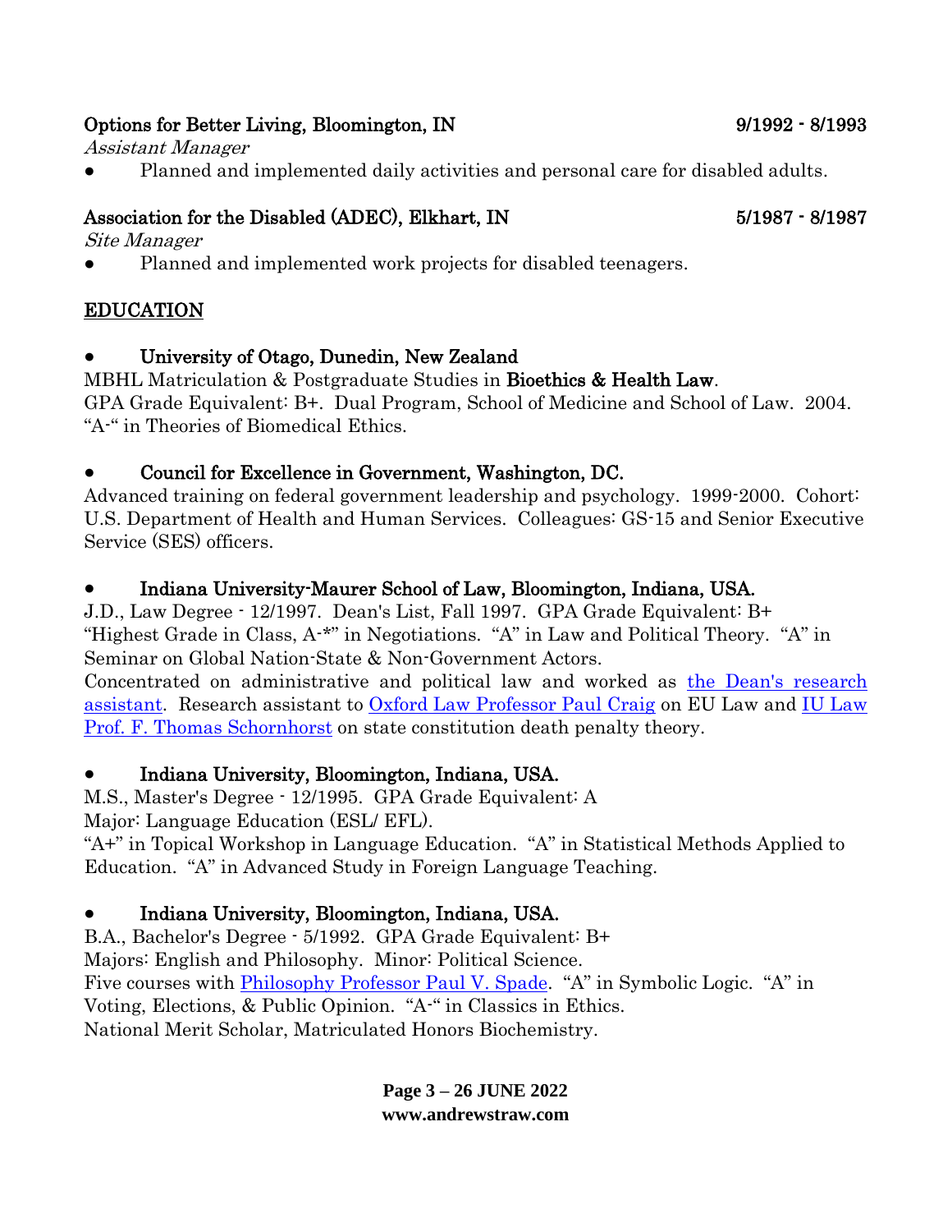**Options for Better Living, Bloomington, IN** **9/1992 - 8/1993**

*Assistant Manager*

- Planned and implemented daily activities and personal care for disabled adults.

**Association for the Disabled (ADEC), Elkhart, IN** **5/1987 - 8/1987**

*Site Manager*

- Planned and implemented work projects for disabled teenagers.

## EDUCATION

- **University of Otago, Dunedin, New Zealand**

MBHL Matriculation & Postgraduate Studies in **Bioethics & Health Law**.
GPA Grade Equivalent: B+. Dual Program, School of Medicine and School of Law. 2004.
"A-" in Theories of Biomedical Ethics.

- **Council for Excellence in Government, Washington, DC.**

Advanced training on federal government leadership and psychology. 1999-2000. Cohort: U.S. Department of Health and Human Services. Colleagues: GS-15 and Senior Executive Service (SES) officers.

- **Indiana University-Maurer School of Law, Bloomington, Indiana, USA.**

J.D., Law Degree - 12/1997. Dean's List, Fall 1997. GPA Grade Equivalent: B+
"Highest Grade in Class, A-*" in Negotiations. "A" in Law and Political Theory. "A" in Seminar on Global Nation-State & Non-Government Actors.
Concentrated on administrative and political law and worked as the Dean's research assistant. Research assistant to Oxford Law Professor Paul Craig on EU Law and IU Law Prof. F. Thomas Schornhorst on state constitution death penalty theory.

- **Indiana University, Bloomington, Indiana, USA.**

M.S., Master's Degree - 12/1995. GPA Grade Equivalent: A
Major: Language Education (ESL/ EFL).
"A+" in Topical Workshop in Language Education. "A" in Statistical Methods Applied to Education. "A" in Advanced Study in Foreign Language Teaching.

- **Indiana University, Bloomington, Indiana, USA.**

B.A., Bachelor's Degree - 5/1992. GPA Grade Equivalent: B+
Majors: English and Philosophy. Minor: Political Science.
Five courses with Philosophy Professor Paul V. Spade. "A" in Symbolic Logic. "A" in Voting, Elections, & Public Opinion. "A-" in Classics in Ethics.
National Merit Scholar, Matriculated Honors Biochemistry.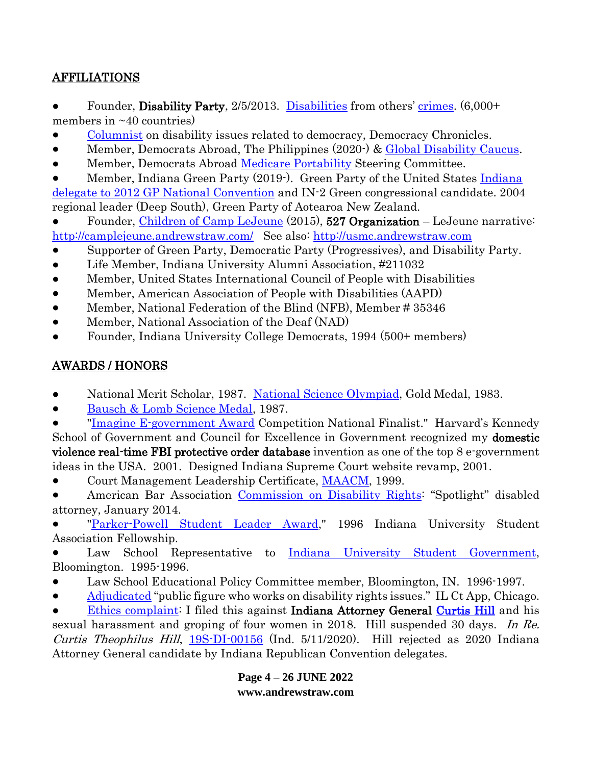## AFFILIATIONS

- Founder, **Disability Party**, 2/5/2013. Disabilities from others' crimes. (6,000+ members in ~40 countries)
- Columnist on disability issues related to democracy, Democracy Chronicles.
- Member, Democrats Abroad, The Philippines (2020-) & Global Disability Caucus.
- Member, Democrats Abroad Medicare Portability Steering Committee.
- Member, Indiana Green Party (2019-). Green Party of the United States Indiana delegate to 2012 GP National Convention and IN-2 Green congressional candidate. 2004 regional leader (Deep South), Green Party of Aotearoa New Zealand.
- Founder, Children of Camp LeJeune (2015), **527 Organization** – LeJeune narrative: http://camplejeune.andrewstraw.com/ See also: http://usmc.andrewstraw.com
- Supporter of Green Party, Democratic Party (Progressives), and Disability Party.
- Life Member, Indiana University Alumni Association, #211032
- Member, United States International Council of People with Disabilities
- Member, American Association of People with Disabilities (AAPD)
- Member, National Federation of the Blind (NFB), Member # 35346
- Member, National Association of the Deaf (NAD)
- Founder, Indiana University College Democrats, 1994 (500+ members)

## AWARDS / HONORS

- National Merit Scholar, 1987. National Science Olympiad, Gold Medal, 1983.
- Bausch & Lomb Science Medal, 1987.
- "Imagine E-government Award Competition National Finalist." Harvard's Kennedy School of Government and Council for Excellence in Government recognized my **domestic violence real-time FBI protective order database** invention as one of the top 8 e-government ideas in the USA. 2001. Designed Indiana Supreme Court website revamp, 2001.
- Court Management Leadership Certificate, MAACM, 1999.
- American Bar Association Commission on Disability Rights: "Spotlight" disabled attorney, January 2014.
- "Parker-Powell Student Leader Award," 1996 Indiana University Student Association Fellowship.
- Law School Representative to Indiana University Student Government, Bloomington. 1995-1996.
- Law School Educational Policy Committee member, Bloomington, IN. 1996-1997.
- Adjudicated "public figure who works on disability rights issues." IL Ct App, Chicago.
- Ethics complaint: I filed this against **Indiana Attorney General** **Curtis Hill** and his sexual harassment and groping of four women in 2018. Hill suspended 30 days. *In Re. Curtis Theophilus Hill*, 19S-DI-00156 (Ind. 5/11/2020). Hill rejected as 2020 Indiana Attorney General candidate by Indiana Republican Convention delegates.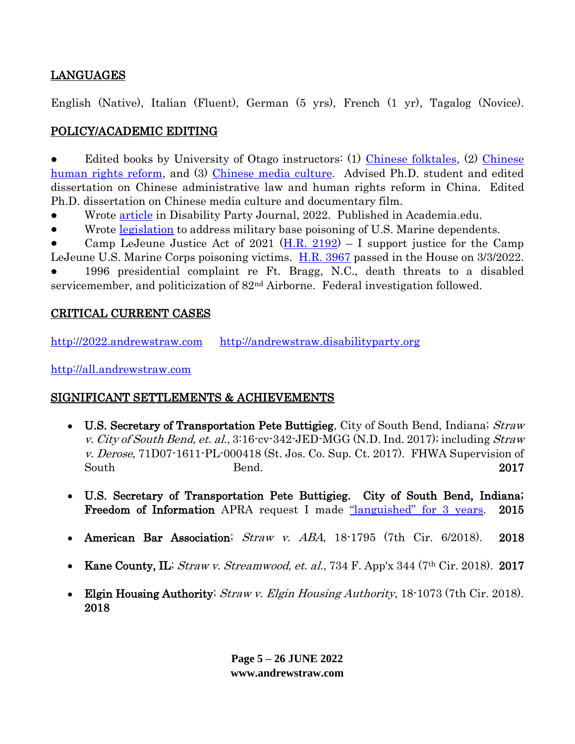## LANGUAGES

English (Native), Italian (Fluent), German (5 yrs), French (1 yr), Tagalog (Novice).

## POLICY/ACADEMIC EDITING

- Edited books by University of Otago instructors: (1) Chinese folktales, (2) Chinese human rights reform, and (3) Chinese media culture. Advised Ph.D. student and edited dissertation on Chinese administrative law and human rights reform in China. Edited Ph.D. dissertation on Chinese media culture and documentary film.
- Wrote article in Disability Party Journal, 2022. Published in Academia.edu.
- Wrote legislation to address military base poisoning of U.S. Marine dependents.
- Camp LeJeune Justice Act of 2021 (H.R. 2192) – I support justice for the Camp LeJeune U.S. Marine Corps poisoning victims. H.R. 3967 passed in the House on 3/3/2022.
- 1996 presidential complaint re Ft. Bragg, N.C., death threats to a disabled servicemember, and politicization of 82nd Airborne. Federal investigation followed.

## CRITICAL CURRENT CASES

http://2022.andrewstraw.com http://andrewstraw.disabilityparty.org

http://all.andrewstraw.com

## SIGNIFICANT SETTLEMENTS & ACHIEVEMENTS

- **U.S. Secretary of Transportation Pete Buttigieg**, City of South Bend, Indiana; *Straw v. City of South Bend, et. al.*, 3:16-cv-342-JED-MGG (N.D. Ind. 2017); including *Straw v. Derose*, 71D07-1611-PL-000418 (St. Jos. Co. Sup. Ct. 2017). FHWA Supervision of South Bend. **2017**
- **U.S. Secretary of Transportation Pete Buttigieg. City of South Bend, Indiana; Freedom of Information** APRA request I made "languished" for 3 years. **2015**
- **American Bar Association**; *Straw v. ABA*, 18-1795 (7th Cir. 6/2018). **2018**
- **Kane County, IL**; *Straw v. Streamwood, et. al.*, 734 F. App'x 344 (7th Cir. 2018). **2017**
- **Elgin Housing Authority**; *Straw v. Elgin Housing Authority*, 18-1073 (7th Cir. 2018). **2018**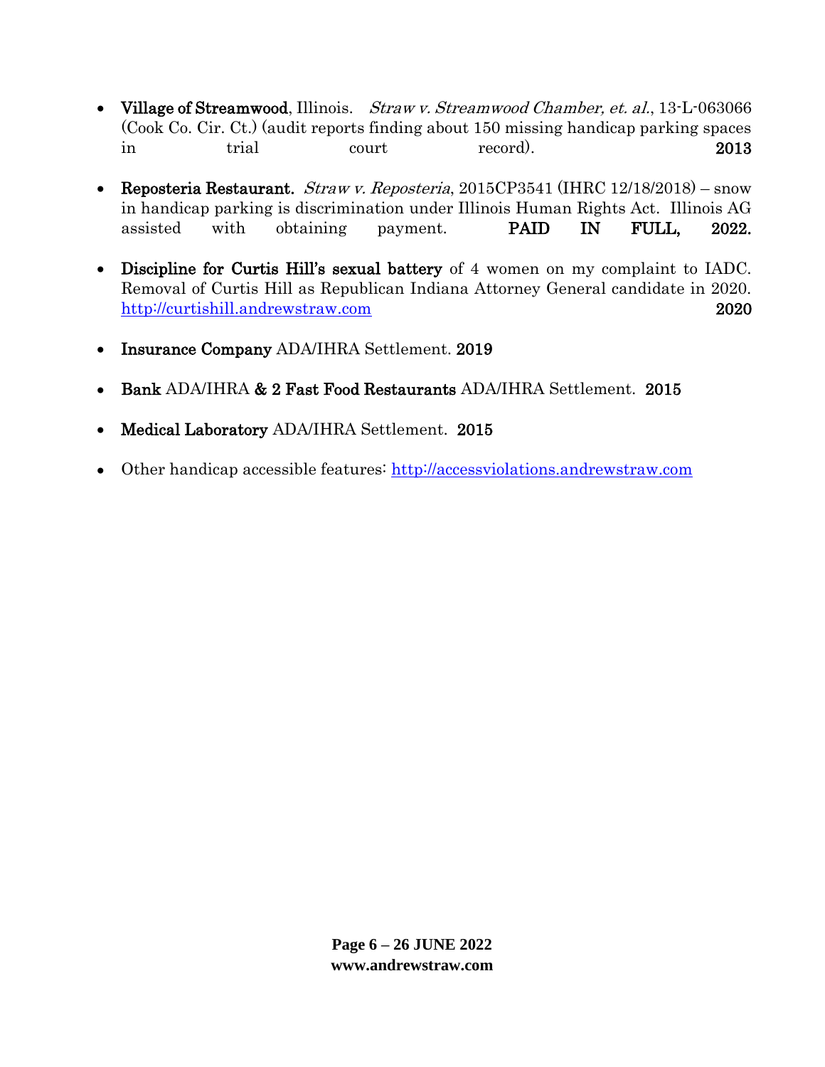- **Village of Streamwood**, Illinois. *Straw v. Streamwood Chamber, et. al.*, 13-L-063066 (Cook Co. Cir. Ct.) (audit reports finding about 150 missing handicap parking spaces in trial court record). **2013**

- **Reposteria Restaurant.** *Straw v. Reposteria*, 2015CP3541 (IHRC 12/18/2018) – snow in handicap parking is discrimination under Illinois Human Rights Act. Illinois AG assisted with obtaining payment. **PAID IN FULL, 2022.**

- **Discipline for Curtis Hill's sexual battery** of 4 women on my complaint to IADC. Removal of Curtis Hill as Republican Indiana Attorney General candidate in 2020. http://curtishill.andrewstraw.com **2020**

- **Insurance Company** ADA/IHRA Settlement. **2019**

- **Bank** ADA/IHRA **& 2 Fast Food Restaurants** ADA/IHRA Settlement. **2015**

- **Medical Laboratory** ADA/IHRA Settlement. **2015**

- Other handicap accessible features: http://accessviolations.andrewstraw.com